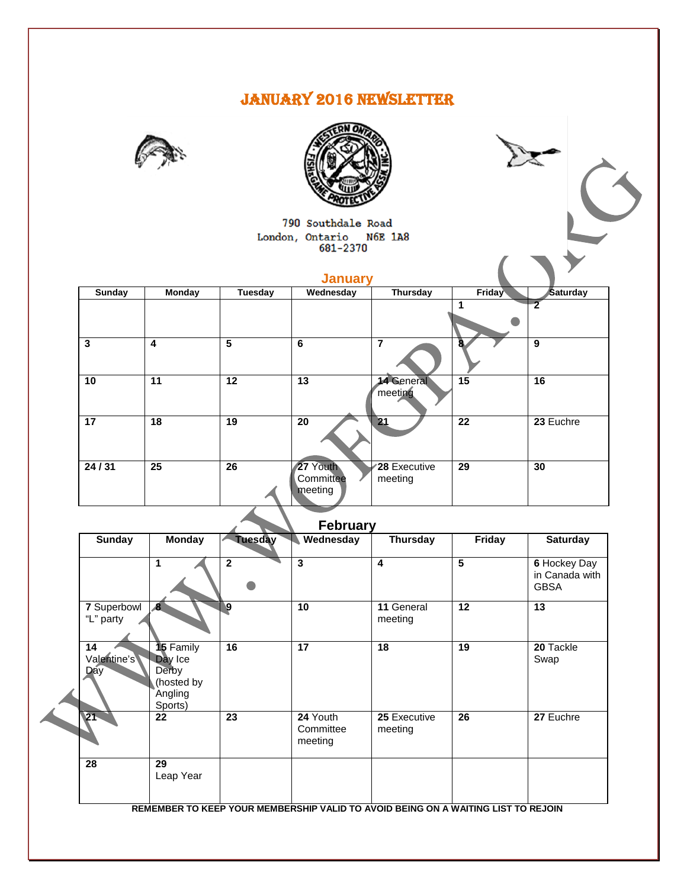# JANUARY 2016 NEWSLETTER

790 Southdale Road
London, Ontario N6E 1A8
681-2370

## January

| Sunday | Monday | Tuesday | Wednesday | Thursday | Friday | Saturday |
|---|---|---|---|---|---|---|
| | | | | | 1 | 2 |
| 3 | 4 | 5 | 6 | 7 | 8 | 9 |
| 10 | 11 | 12 | 13 | 14 General meeting | 15 | 16 |
| 17 | 18 | 19 | 20 | 21 | 22 | 23 Euchre |
| 24 / 31 | 25 | 26 | 27 Youth Committee meeting | 28 Executive meeting | 29 | 30 |

## February

| Sunday | Monday | Tuesday | Wednesday | Thursday | Friday | Saturday |
|---|---|---|---|---|---|---|
| | 1 | 2 | 3 | 4 | 5 | 6 Hockey Day in Canada with GBSA |
| 7 Superbowl "L" party | 8 | 9 | 10 | 11 General meeting | 12 | 13 |
| 14 Valentine's Day | 15 Family Day Ice Derby (hosted by Angling Sports) | 16 | 17 | 18 | 19 | 20 Tackle Swap |
| 21 | 22 | 23 | 24 Youth Committee meeting | 25 Executive meeting | 26 | 27 Euchre |
| 28 | 29 Leap Year | | | | | |

**REMEMBER TO KEEP YOUR MEMBERSHIP VALID TO AVOID BEING ON A WAITING LIST TO REJOIN**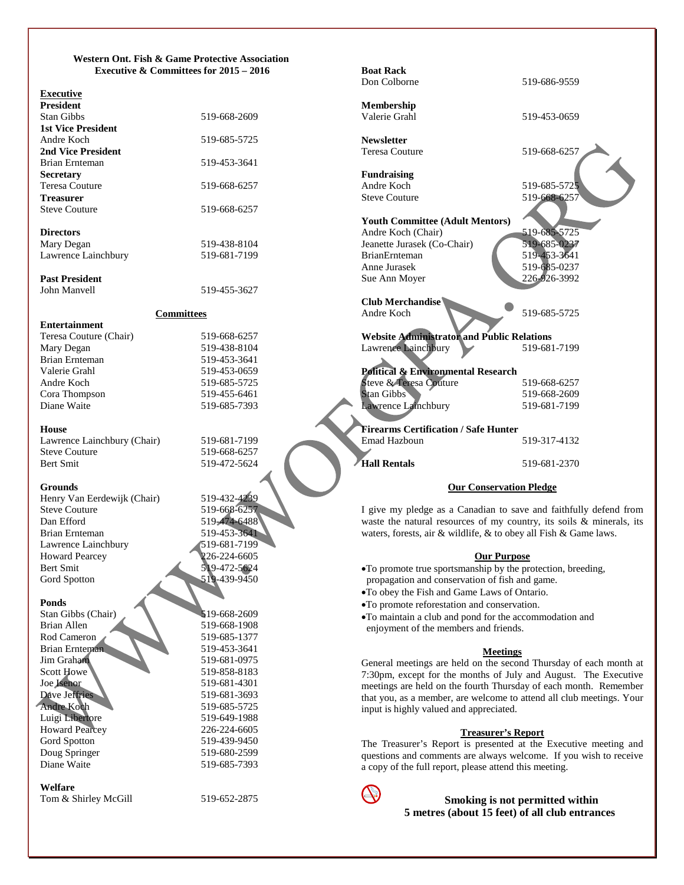## Western Ont. Fish & Game Protective Association
### Executive & Committees for 2015 – 2016

**Executive**

**President**
Stan Gibbs 519-668-2609

**1st Vice President**
Andre Koch 519-685-5725

**2nd Vice President**
Brian Ernteman 519-453-3641

**Secretary**
Teresa Couture 519-668-6257

**Treasurer**
Steve Couture 519-668-6257

**Directors**
Mary Degan 519-438-8104
Lawrence Lainchbury 519-681-7199

**Past President**
John Manvell 519-455-3627

### Committees

**Entertainment**
Teresa Couture (Chair) 519-668-6257
Mary Degan 519-438-8104
Brian Ernteman 519-453-3641
Valerie Grahl 519-453-0659
Andre Koch 519-685-5725
Cora Thompson 519-455-6461
Diane Waite 519-685-7393

**House**
Lawrence Lainchbury (Chair) 519-681-7199
Steve Couture 519-668-6257
Bert Smit 519-472-5624

**Grounds**
Henry Van Eerdewijk (Chair) 519-432-4239
Steve Couture 519-668-6257
Dan Efford 519-474-6488
Brian Ernteman 519-453-3641
Lawrence Lainchbury 519-681-7199
Howard Pearcey 226-224-6605
Bert Smit 519-472-5624
Gord Spotton 519-439-9450

**Ponds**
Stan Gibbs (Chair) 519-668-2609
Brian Allen 519-668-1908
Rod Cameron 519-685-1377
Brian Ernteman 519-453-3641
Jim Graham 519-681-0975
Scott Howe 519-858-8183
Joe Isenor 519-681-4301
Dave Jeffries 519-681-3693
Andre Koch 519-685-5725
Luigi Libertore 519-649-1988
Howard Pearcey 226-224-6605
Gord Spotton 519-439-9450
Doug Springer 519-680-2599
Diane Waite 519-685-7393

**Welfare**
Tom & Shirley McGill 519-652-2875

**Boat Rack**
Don Colborne 519-686-9559

**Membership**
Valerie Grahl 519-453-0659

**Newsletter**
Teresa Couture 519-668-6257

**Fundraising**
Andre Koch 519-685-5725
Steve Couture 519-668-6257

**Youth Committee (Adult Mentors)**
Andre Koch (Chair) 519-685-5725
Jeanette Jurasek (Co-Chair) 519-685-0237
BrianErnteman 519-453-3641
Anne Jurasek 519-685-0237
Sue Ann Moyer 226-926-3992

**Club Merchandise**
Andre Koch 519-685-5725

**Website Administrator and Public Relations**
Lawrence Lainchbury 519-681-7199

**Political & Environmental Research**
Steve & Teresa Couture 519-668-6257
Stan Gibbs 519-668-2609
Lawrence Lainchbury 519-681-7199

**Firearms Certification / Safe Hunter**
Emad Hazboun 519-317-4132

**Hall Rentals** 519-681-2370

### Our Conservation Pledge

I give my pledge as a Canadian to save and faithfully defend from waste the natural resources of my country, its soils & minerals, its waters, forests, air & wildlife, & to obey all Fish & Game laws.

### Our Purpose

- To promote true sportsmanship by the protection, breeding, propagation and conservation of fish and game.
- To obey the Fish and Game Laws of Ontario.
- To promote reforestation and conservation.
- To maintain a club and pond for the accommodation and enjoyment of the members and friends.

### Meetings

General meetings are held on the second Thursday of each month at 7:30pm, except for the months of July and August. The Executive meetings are held on the fourth Thursday of each month. Remember that you, as a member, are welcome to attend all club meetings. Your input is highly valued and appreciated.

### Treasurer's Report

The Treasurer's Report is presented at the Executive meeting and questions and comments are always welcome. If you wish to receive a copy of the full report, please attend this meeting.

**Smoking is not permitted within 5 metres (about 15 feet) of all club entrances**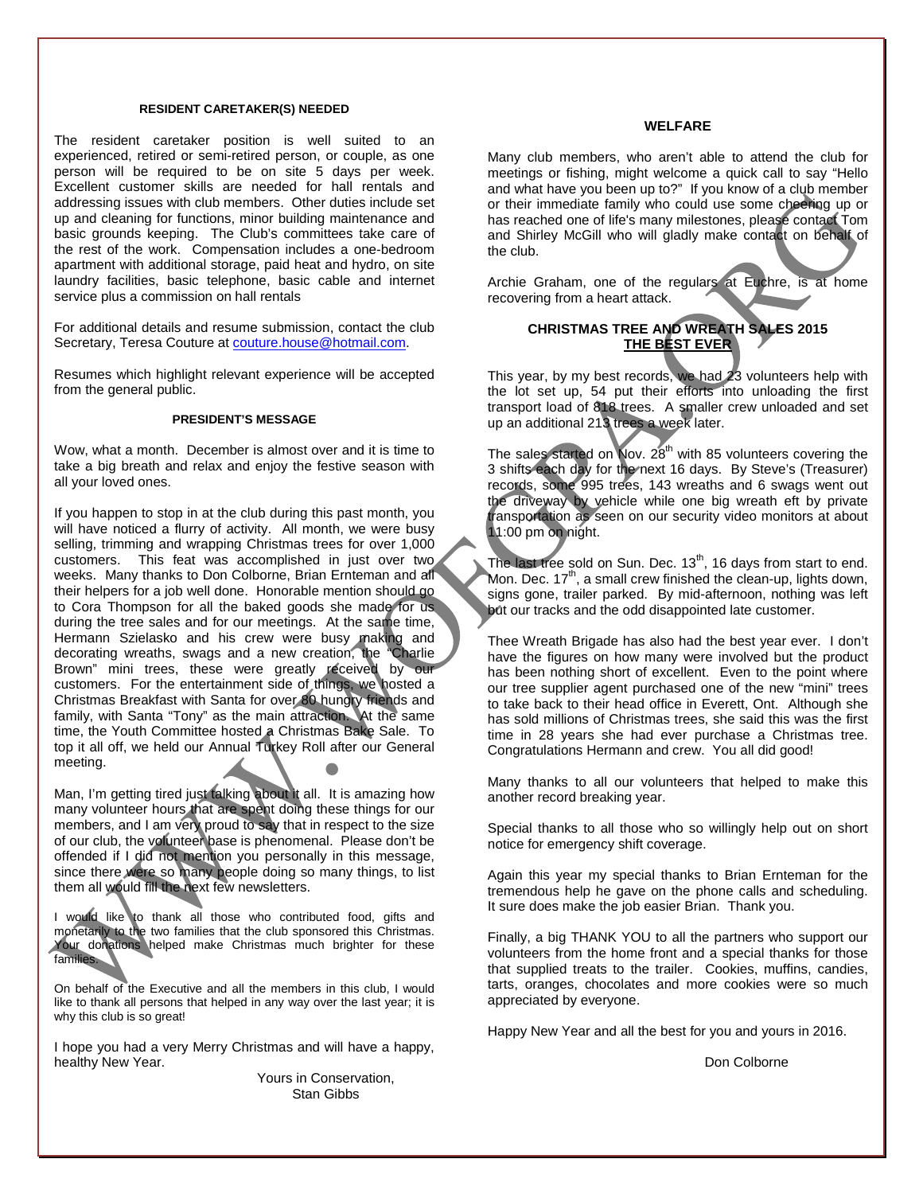### RESIDENT CARETAKER(S) NEEDED

The resident caretaker position is well suited to an experienced, retired or semi-retired person, or couple, as one person will be required to be on site 5 days per week. Excellent customer skills are needed for hall rentals and addressing issues with club members. Other duties include set up and cleaning for functions, minor building maintenance and basic grounds keeping. The Club's committees take care of the rest of the work. Compensation includes a one-bedroom apartment with additional storage, paid heat and hydro, on site laundry facilities, basic telephone, basic cable and internet service plus a commission on hall rentals

For additional details and resume submission, contact the club Secretary, Teresa Couture at couture.house@hotmail.com.

Resumes which highlight relevant experience will be accepted from the general public.

### PRESIDENT'S MESSAGE

Wow, what a month. December is almost over and it is time to take a big breath and relax and enjoy the festive season with all your loved ones.

If you happen to stop in at the club during this past month, you will have noticed a flurry of activity. All month, we were busy selling, trimming and wrapping Christmas trees for over 1,000 customers. This feat was accomplished in just over two weeks. Many thanks to Don Colborne, Brian Ernteman and all their helpers for a job well done. Honorable mention should go to Cora Thompson for all the baked goods she made for us during the tree sales and for our meetings. At the same time, Hermann Szielasko and his crew were busy making and decorating wreaths, swags and a new creation, the "Charlie Brown" mini trees, these were greatly received by our customers. For the entertainment side of things, we hosted a Christmas Breakfast with Santa for over 80 hungry friends and family, with Santa "Tony" as the main attraction. At the same time, the Youth Committee hosted a Christmas Bake Sale. To top it all off, we held our Annual Turkey Roll after our General meeting.

Man, I'm getting tired just talking about it all. It is amazing how many volunteer hours that are spent doing these things for our members, and I am very proud to say that in respect to the size of our club, the volunteer base is phenomenal. Please don't be offended if I did not mention you personally in this message, since there were so many people doing so many things, to list them all would fill the next few newsletters.

I would like to thank all those who contributed food, gifts and monetarily to the two families that the club sponsored this Christmas. Your donations helped make Christmas much brighter for these families.

On behalf of the Executive and all the members in this club, I would like to thank all persons that helped in any way over the last year; it is why this club is so great!

I hope you had a very Merry Christmas and will have a happy, healthy New Year.

Yours in Conservation,
Stan Gibbs

### WELFARE

Many club members, who aren't able to attend the club for meetings or fishing, might welcome a quick call to say "Hello and what have you been up to?" If you know of a club member or their immediate family who could use some cheering up or has reached one of life's many milestones, please contact Tom and Shirley McGill who will gladly make contact on behalf of the club.

Archie Graham, one of the regulars at Euchre, is at home recovering from a heart attack.

### CHRISTMAS TREE AND WREATH SALES 2015
### THE BEST EVER

This year, by my best records, we had 23 volunteers help with the lot set up, 54 put their efforts into unloading the first transport load of 818 trees. A smaller crew unloaded and set up an additional 213 trees a week later.

The sales started on Nov. 28th with 85 volunteers covering the 3 shifts each day for the next 16 days. By Steve's (Treasurer) records, some 995 trees, 143 wreaths and 6 swags went out the driveway by vehicle while one big wreath eft by private transportation as seen on our security video monitors at about 11:00 pm on night.

The last tree sold on Sun. Dec. 13th, 16 days from start to end. Mon. Dec. 17th, a small crew finished the clean-up, lights down, signs gone, trailer parked. By mid-afternoon, nothing was left but our tracks and the odd disappointed late customer.

Thee Wreath Brigade has also had the best year ever. I don't have the figures on how many were involved but the product has been nothing short of excellent. Even to the point where our tree supplier agent purchased one of the new "mini" trees to take back to their head office in Everett, Ont. Although she has sold millions of Christmas trees, she said this was the first time in 28 years she had ever purchase a Christmas tree. Congratulations Hermann and crew. You all did good!

Many thanks to all our volunteers that helped to make this another record breaking year.

Special thanks to all those who so willingly help out on short notice for emergency shift coverage.

Again this year my special thanks to Brian Ernteman for the tremendous help he gave on the phone calls and scheduling. It sure does make the job easier Brian. Thank you.

Finally, a big THANK YOU to all the partners who support our volunteers from the home front and a special thanks for those that supplied treats to the trailer. Cookies, muffins, candies, tarts, oranges, chocolates and more cookies were so much appreciated by everyone.

Happy New Year and all the best for you and yours in 2016.

Don Colborne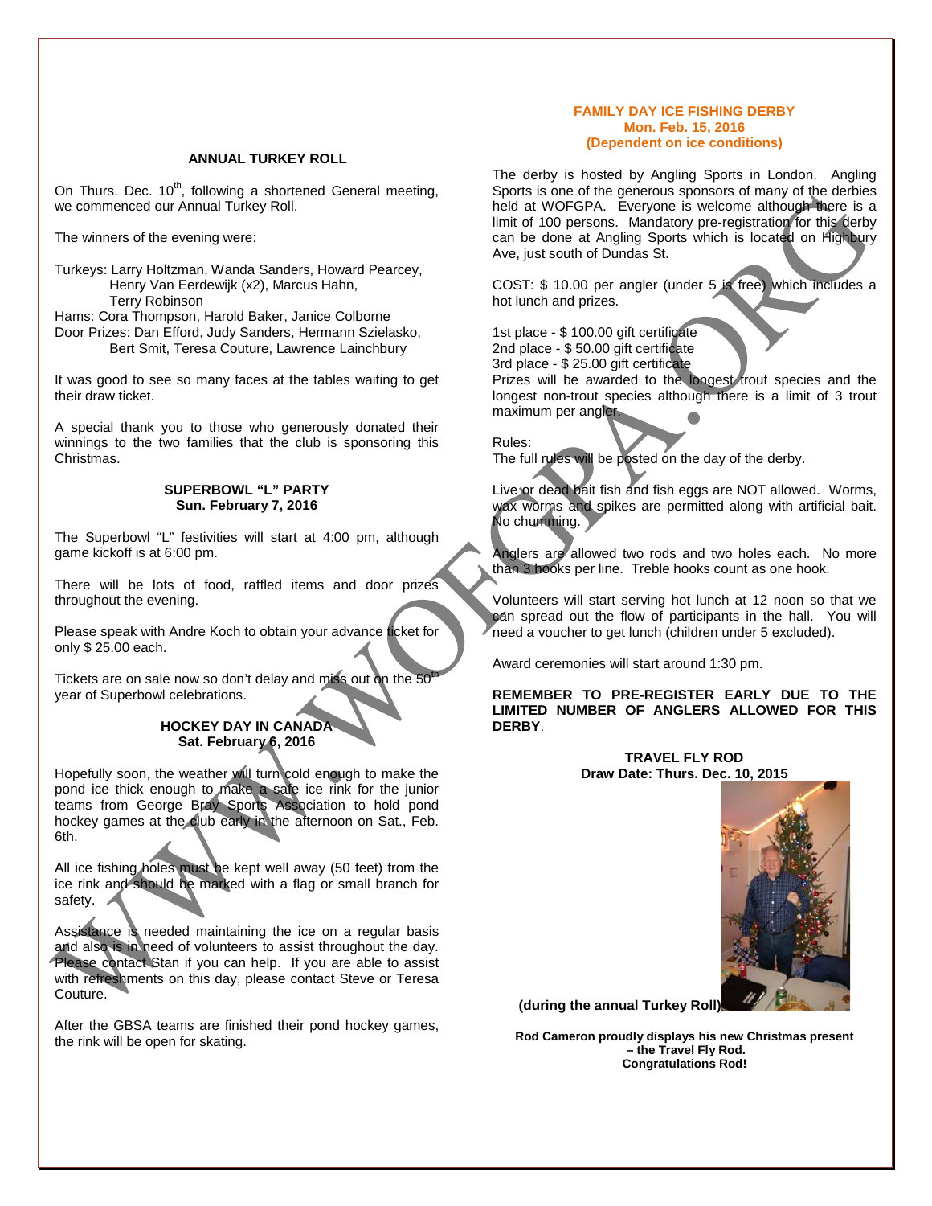## ANNUAL TURKEY ROLL

On Thurs. Dec. 10th, following a shortened General meeting, we commenced our Annual Turkey Roll.

The winners of the evening were:

Turkeys: Larry Holtzman, Wanda Sanders, Howard Pearcey, Henry Van Eerdewijk (x2), Marcus Hahn, Terry Robinson
Hams: Cora Thompson, Harold Baker, Janice Colborne
Door Prizes: Dan Efford, Judy Sanders, Hermann Szielasko, Bert Smit, Teresa Couture, Lawrence Lainchbury

It was good to see so many faces at the tables waiting to get their draw ticket.

A special thank you to those who generously donated their winnings to the two families that the club is sponsoring this Christmas.

## SUPERBOWL "L" PARTY
**Sun. February 7, 2016**

The Superbowl "L" festivities will start at 4:00 pm, although game kickoff is at 6:00 pm.

There will be lots of food, raffled items and door prizes throughout the evening.

Please speak with Andre Koch to obtain your advance ticket for only $ 25.00 each.

Tickets are on sale now so don't delay and miss out on the 50th year of Superbowl celebrations.

## HOCKEY DAY IN CANADA
**Sat. February 6, 2016**

Hopefully soon, the weather will turn cold enough to make the pond ice thick enough to make a safe ice rink for the junior teams from George Bray Sports Association to hold pond hockey games at the club early in the afternoon on Sat., Feb. 6th.

All ice fishing holes must be kept well away (50 feet) from the ice rink and should be marked with a flag or small branch for safety.

Assistance is needed maintaining the ice on a regular basis and also is in need of volunteers to assist throughout the day. Please contact Stan if you can help. If you are able to assist with refreshments on this day, please contact Steve or Teresa Couture.

After the GBSA teams are finished their pond hockey games, the rink will be open for skating.

## FAMILY DAY ICE FISHING DERBY
**Mon. Feb. 15, 2016**
**(Dependent on ice conditions)**

The derby is hosted by Angling Sports in London. Angling Sports is one of the generous sponsors of many of the derbies held at WOFGPA. Everyone is welcome although there is a limit of 100 persons. Mandatory pre-registration for this derby can be done at Angling Sports which is located on Highbury Ave, just south of Dundas St.

COST: $ 10.00 per angler (under 5 is free) which includes a hot lunch and prizes.

1st place - $ 100.00 gift certificate
2nd place - $ 50.00 gift certificate
3rd place - $ 25.00 gift certificate
Prizes will be awarded to the longest trout species and the longest non-trout species although there is a limit of 3 trout maximum per angler.

Rules:
The full rules will be posted on the day of the derby.

Live or dead bait fish and fish eggs are NOT allowed. Worms, wax worms and spikes are permitted along with artificial bait. No chumming.

Anglers are allowed two rods and two holes each. No more than 3 hooks per line. Treble hooks count as one hook.

Volunteers will start serving hot lunch at 12 noon so that we can spread out the flow of participants in the hall. You will need a voucher to get lunch (children under 5 excluded).

Award ceremonies will start around 1:30 pm.

**REMEMBER TO PRE-REGISTER EARLY DUE TO THE LIMITED NUMBER OF ANGLERS ALLOWED FOR THIS DERBY**.

## TRAVEL FLY ROD
**Draw Date: Thurs. Dec. 10, 2015**

**(during the annual Turkey Roll)**

**Rod Cameron proudly displays his new Christmas present – the Travel Fly Rod.**
**Congratulations Rod!**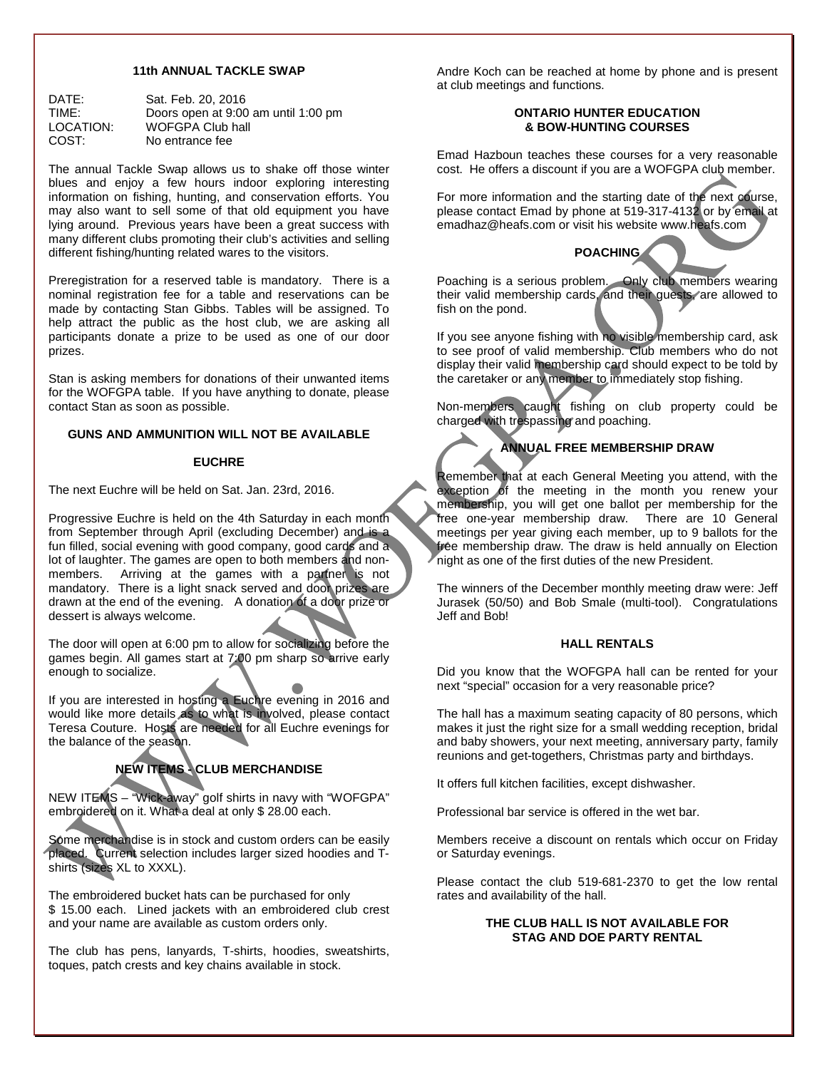## 11th ANNUAL TACKLE SWAP

| | |
|---|---|
| DATE: | Sat. Feb. 20, 2016 |
| TIME: | Doors open at 9:00 am until 1:00 pm |
| LOCATION: | WOFGPA Club hall |
| COST: | No entrance fee |

The annual Tackle Swap allows us to shake off those winter blues and enjoy a few hours indoor exploring interesting information on fishing, hunting, and conservation efforts. You may also want to sell some of that old equipment you have lying around. Previous years have been a great success with many different clubs promoting their club's activities and selling different fishing/hunting related wares to the visitors.

Preregistration for a reserved table is mandatory. There is a nominal registration fee for a table and reservations can be made by contacting Stan Gibbs. Tables will be assigned. To help attract the public as the host club, we are asking all participants donate a prize to be used as one of our door prizes.

Stan is asking members for donations of their unwanted items for the WOFGPA table. If you have anything to donate, please contact Stan as soon as possible.

**GUNS AND AMMUNITION WILL NOT BE AVAILABLE**

## EUCHRE

The next Euchre will be held on Sat. Jan. 23rd, 2016.

Progressive Euchre is held on the 4th Saturday in each month from September through April (excluding December) and is a fun filled, social evening with good company, good cards and a lot of laughter. The games are open to both members and non-members. Arriving at the games with a partner is not mandatory. There is a light snack served and door prizes are drawn at the end of the evening. A donation of a door prize or dessert is always welcome.

The door will open at 6:00 pm to allow for socializing before the games begin. All games start at 7:00 pm sharp so arrive early enough to socialize.

If you are interested in hosting a Euchre evening in 2016 and would like more details as to what is involved, please contact Teresa Couture. Hosts are needed for all Euchre evenings for the balance of the season.

## NEW ITEMS - CLUB MERCHANDISE

NEW ITEMS – "Wick-away" golf shirts in navy with "WOFGPA" embroidered on it. What a deal at only $ 28.00 each.

Some merchandise is in stock and custom orders can be easily placed. Current selection includes larger sized hoodies and T-shirts (sizes XL to XXXL).

The embroidered bucket hats can be purchased for only $ 15.00 each. Lined jackets with an embroidered club crest and your name are available as custom orders only.

The club has pens, lanyards, T-shirts, hoodies, sweatshirts, toques, patch crests and key chains available in stock.

Andre Koch can be reached at home by phone and is present at club meetings and functions.

## ONTARIO HUNTER EDUCATION & BOW-HUNTING COURSES

Emad Hazboun teaches these courses for a very reasonable cost. He offers a discount if you are a WOFGPA club member.

For more information and the starting date of the next course, please contact Emad by phone at 519-317-4132 or by email at emadhaz@heafs.com or visit his website www.heafs.com

## POACHING

Poaching is a serious problem. Only club members wearing their valid membership cards, and their guests, are allowed to fish on the pond.

If you see anyone fishing with no visible membership card, ask to see proof of valid membership. Club members who do not display their valid membership card should expect to be told by the caretaker or any member to immediately stop fishing.

Non-members caught fishing on club property could be charged with trespassing and poaching.

## ANNUAL FREE MEMBERSHIP DRAW

Remember that at each General Meeting you attend, with the exception of the meeting in the month you renew your membership, you will get one ballot per membership for the free one-year membership draw. There are 10 General meetings per year giving each member, up to 9 ballots for the free membership draw. The draw is held annually on Election night as one of the first duties of the new President.

The winners of the December monthly meeting draw were: Jeff Jurasek (50/50) and Bob Smale (multi-tool). Congratulations Jeff and Bob!

## HALL RENTALS

Did you know that the WOFGPA hall can be rented for your next "special" occasion for a very reasonable price?

The hall has a maximum seating capacity of 80 persons, which makes it just the right size for a small wedding reception, bridal and baby showers, your next meeting, anniversary party, family reunions and get-togethers, Christmas party and birthdays.

It offers full kitchen facilities, except dishwasher.

Professional bar service is offered in the wet bar.

Members receive a discount on rentals which occur on Friday or Saturday evenings.

Please contact the club 519-681-2370 to get the low rental rates and availability of the hall.

**THE CLUB HALL IS NOT AVAILABLE FOR STAG AND DOE PARTY RENTAL**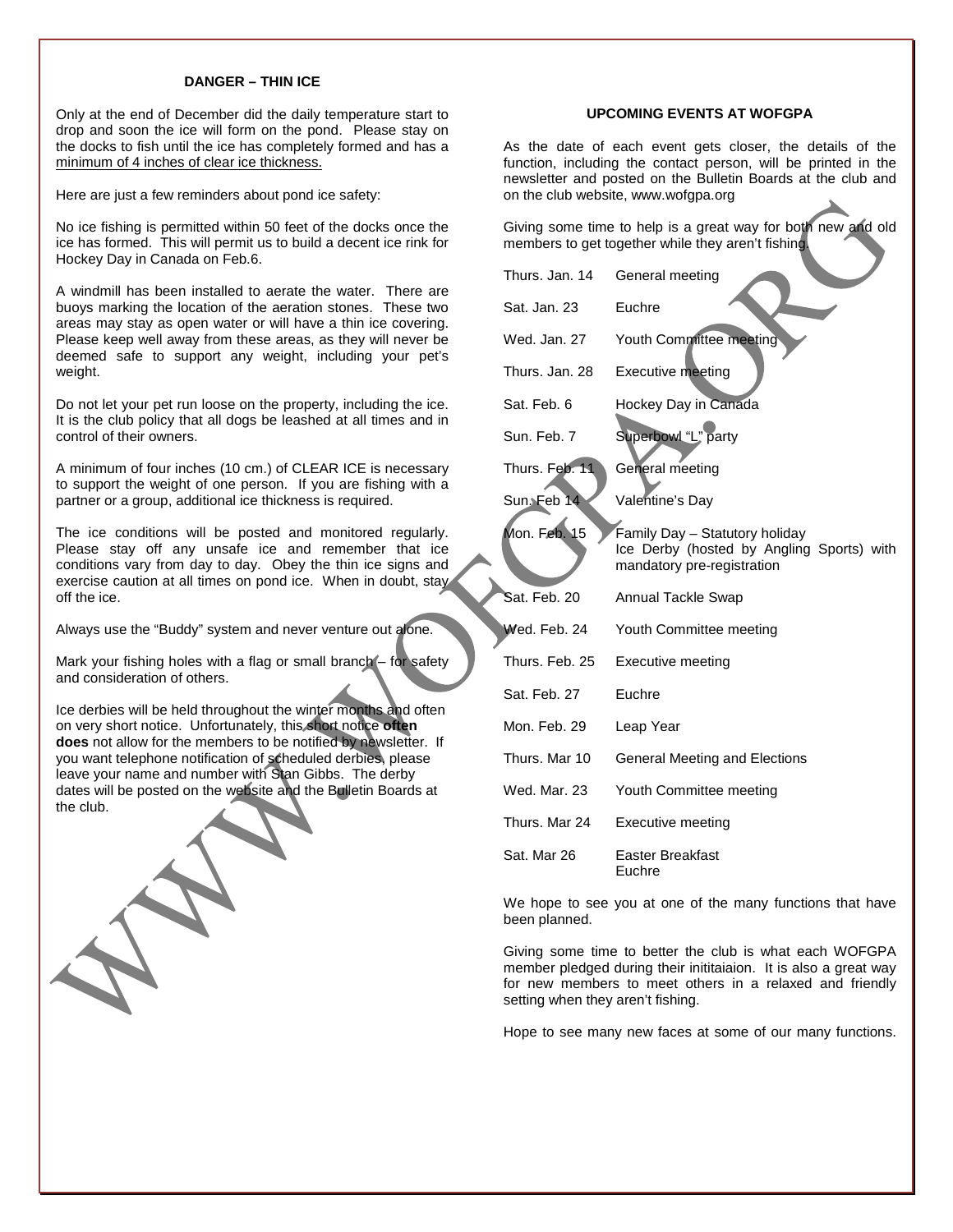## DANGER – THIN ICE

Only at the end of December did the daily temperature start to drop and soon the ice will form on the pond. Please stay on the docks to fish until the ice has completely formed and has a minimum of 4 inches of clear ice thickness.

Here are just a few reminders about pond ice safety:

No ice fishing is permitted within 50 feet of the docks once the ice has formed. This will permit us to build a decent ice rink for Hockey Day in Canada on Feb.6.

A windmill has been installed to aerate the water. There are buoys marking the location of the aeration stones. These two areas may stay as open water or will have a thin ice covering. Please keep well away from these areas, as they will never be deemed safe to support any weight, including your pet's weight.

Do not let your pet run loose on the property, including the ice. It is the club policy that all dogs be leashed at all times and in control of their owners.

A minimum of four inches (10 cm.) of CLEAR ICE is necessary to support the weight of one person. If you are fishing with a partner or a group, additional ice thickness is required.

The ice conditions will be posted and monitored regularly. Please stay off any unsafe ice and remember that ice conditions vary from day to day. Obey the thin ice signs and exercise caution at all times on pond ice. When in doubt, stay off the ice.

Always use the "Buddy" system and never venture out alone.

Mark your fishing holes with a flag or small branch – for safety and consideration of others.

Ice derbies will be held throughout the winter months and often on very short notice. Unfortunately, this short notice **often does** not allow for the members to be notified by newsletter. If you want telephone notification of scheduled derbies, please leave your name and number with Stan Gibbs. The derby dates will be posted on the website and the Bulletin Boards at the club.

## UPCOMING EVENTS AT WOFGPA

As the date of each event gets closer, the details of the function, including the contact person, will be printed in the newsletter and posted on the Bulletin Boards at the club and on the club website, www.wofgpa.org

Giving some time to help is a great way for both new and old members to get together while they aren't fishing.

| | |
|---|---|
| Thurs. Jan. 14 | General meeting |
| Sat. Jan. 23 | Euchre |
| Wed. Jan. 27 | Youth Committee meeting |
| Thurs. Jan. 28 | Executive meeting |
| Sat. Feb. 6 | Hockey Day in Canada |
| Sun. Feb. 7 | Superbowl "L" party |
| Thurs. Feb. 11 | General meeting |
| Sun. Feb 14 | Valentine's Day |
| Mon. Feb. 15 | Family Day – Statutory holiday<br>Ice Derby (hosted by Angling Sports) with mandatory pre-registration |
| Sat. Feb. 20 | Annual Tackle Swap |
| Wed. Feb. 24 | Youth Committee meeting |
| Thurs. Feb. 25 | Executive meeting |
| Sat. Feb. 27 | Euchre |
| Mon. Feb. 29 | Leap Year |
| Thurs. Mar 10 | General Meeting and Elections |
| Wed. Mar. 23 | Youth Committee meeting |
| Thurs. Mar 24 | Executive meeting |
| Sat Mar 26 | Easter Breakfast<br>Euchre |

We hope to see you at one of the many functions that have been planned.

Giving some time to better the club is what each WOFGPA member pledged during their inititaiaion. It is also a great way for new members to meet others in a relaxed and friendly setting when they aren't fishing.

Hope to see many new faces at some of our many functions.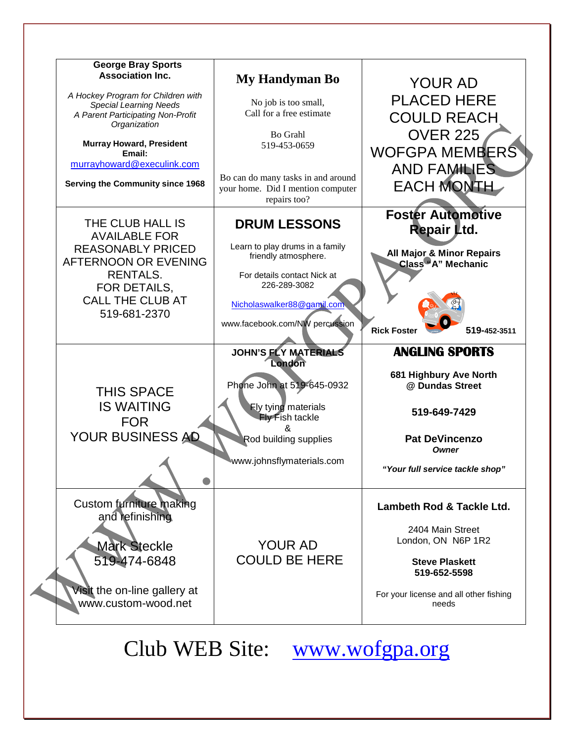| | | |
|---|---|---|
| **George Bray Sports Association Inc.**<br><br>*A Hockey Program for Children with Special Learning Needs*<br>*A Parent Participating Non-Profit Organization*<br><br>**Murray Howard, President**<br>**Email:**<br>murrayhoward@execulink.com<br><br>**Serving the Community since 1968** | **My Handyman Bo**<br><br>No job is too small,<br>Call for a free estimate<br><br>Bo Grahl<br>519-453-0659<br><br>Bo can do many tasks in and around your home. Did I mention computer repairs too? | YOUR AD PLACED HERE COULD REACH OVER 225 WOFGPA MEMBERS AND FAMILIES EACH MONTH |
| THE CLUB HALL IS AVAILABLE FOR REASONABLY PRICED AFTERNOON OR EVENING RENTALS.<br>FOR DETAILS,<br>CALL THE CLUB AT<br>519-681-2370 | **DRUM LESSONS**<br><br>Learn to play drums in a family friendly atmosphere.<br><br>For details contact Nick at<br>226-289-3082<br><br>Nicholaswalker88@gamil.com<br><br>www.facebook.com/NW percussion | **Foster Automotive Repair Ltd.**<br><br>**All Major & Minor Repairs**<br>**Class "A" Mechanic**<br><br>**Rick Foster** **519-452-3511** |
| THIS SPACE IS WAITING FOR YOUR BUSINESS AD | **JOHN'S FLY MATERIALS**<br>**London**<br><br>Phone John at 519-645-0932<br><br>Fly tying materials<br>Fly Fish tackle<br>&<br>Rod building supplies<br><br>www.johnsflymaterials.com | **ANGLING SPORTS**<br><br>**681 Highbury Ave North**<br>**@ Dundas Street**<br><br>**519-649-7429**<br><br>**Pat DeVincenzo**<br>***Owner***<br><br>***"Your full service tackle shop"*** |
| Custom furniture making and refinishing<br><br>Mark Steckle<br>519-474-6848<br><br>Visit the on-line gallery at<br>www.custom-wood.net | YOUR AD COULD BE HERE | **Lambeth Rod & Tackle Ltd.**<br><br>2404 Main Street<br>London, ON N6P 1R2<br><br>**Steve Plaskett**<br>**519-652-5598**<br><br>For your license and all other fishing needs |

Club WEB Site: www.wofgpa.org